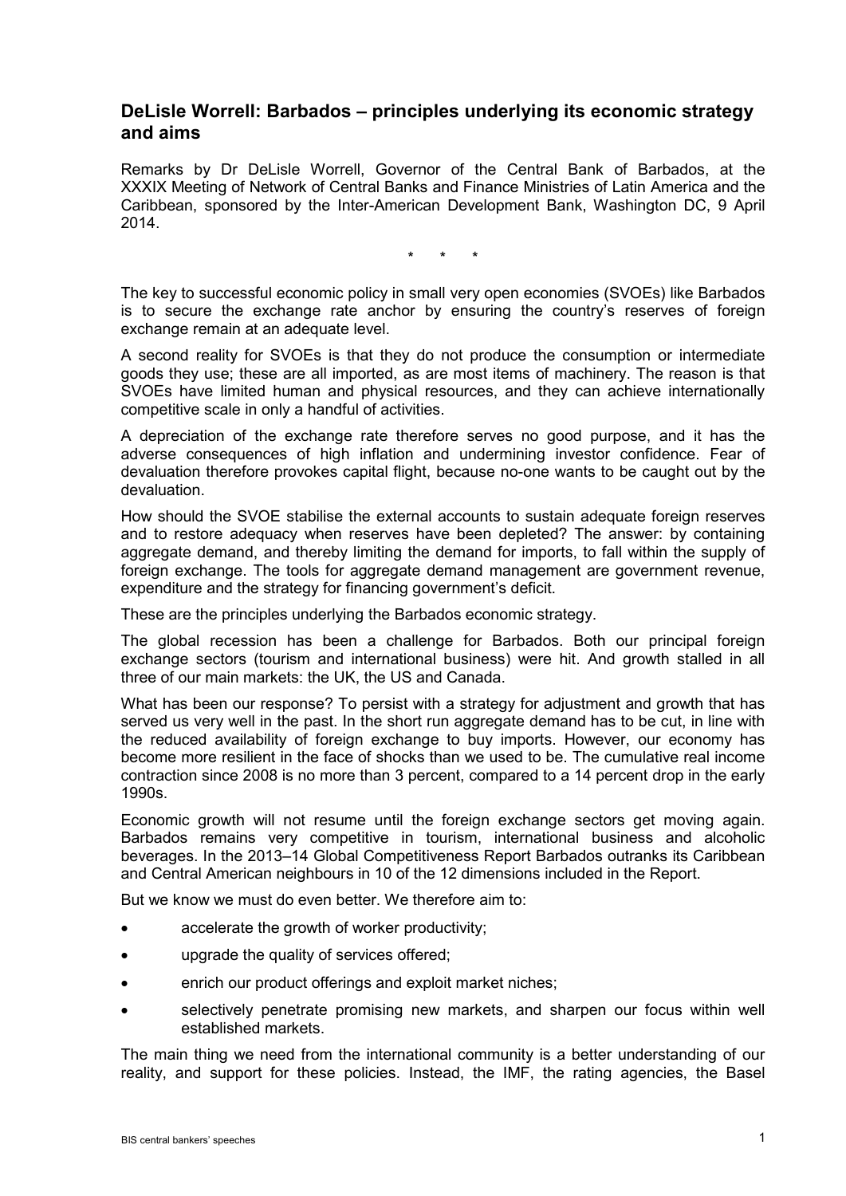## DeLisle Worrell: Barbados – principles underlying its economic strategy and aims

Remarks by Dr DeLisle Worrell, Governor of the Central Bank of Barbados, at the XXXIX Meeting of Network of Central Banks and Finance Ministries of Latin America and the Caribbean, sponsored by the Inter-American Development Bank, Washington DC, 9 April 2014.

\* \* \*

The key to successful economic policy in small very open economies (SVOEs) like Barbados is to secure the exchange rate anchor by ensuring the country's reserves of foreign exchange remain at an adequate level.

A second reality for SVOEs is that they do not produce the consumption or intermediate goods they use; these are all imported, as are most items of machinery. The reason is that SVOEs have limited human and physical resources, and they can achieve internationally competitive scale in only a handful of activities.

A depreciation of the exchange rate therefore serves no good purpose, and it has the adverse consequences of high inflation and undermining investor confidence. Fear of devaluation therefore provokes capital flight, because no-one wants to be caught out by the devaluation.

How should the SVOE stabilise the external accounts to sustain adequate foreign reserves and to restore adequacy when reserves have been depleted? The answer: by containing aggregate demand, and thereby limiting the demand for imports, to fall within the supply of foreign exchange. The tools for aggregate demand management are government revenue, expenditure and the strategy for financing government's deficit.

These are the principles underlying the Barbados economic strategy.

The global recession has been a challenge for Barbados. Both our principal foreign exchange sectors (tourism and international business) were hit. And growth stalled in all three of our main markets: the UK, the US and Canada.

What has been our response? To persist with a strategy for adjustment and growth that has served us very well in the past. In the short run aggregate demand has to be cut, in line with the reduced availability of foreign exchange to buy imports. However, our economy has become more resilient in the face of shocks than we used to be. The cumulative real income contraction since 2008 is no more than 3 percent, compared to a 14 percent drop in the early 1990s.

Economic growth will not resume until the foreign exchange sectors get moving again. Barbados remains very competitive in tourism, international business and alcoholic beverages. In the 2013–14 Global Competitiveness Report Barbados outranks its Caribbean and Central American neighbours in 10 of the 12 dimensions included in the Report.

But we know we must do even better. We therefore aim to:

- accelerate the growth of worker productivity;
- upgrade the quality of services offered;
- enrich our product offerings and exploit market niches;
- selectively penetrate promising new markets, and sharpen our focus within well established markets.

The main thing we need from the international community is a better understanding of our reality, and support for these policies. Instead, the IMF, the rating agencies, the Basel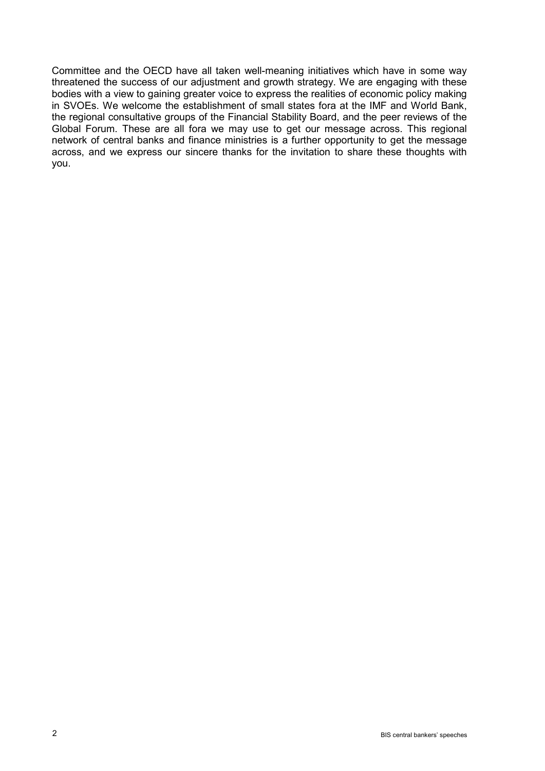Committee and the OECD have all taken well-meaning initiatives which have in some way threatened the success of our adjustment and growth strategy. We are engaging with these bodies with a view to gaining greater voice to express the realities of economic policy making in SVOEs. We welcome the establishment of small states fora at the IMF and World Bank, the regional consultative groups of the Financial Stability Board, and the peer reviews of the Global Forum. These are all fora we may use to get our message across. This regional network of central banks and finance ministries is a further opportunity to get the message across, and we express our sincere thanks for the invitation to share these thoughts with you.